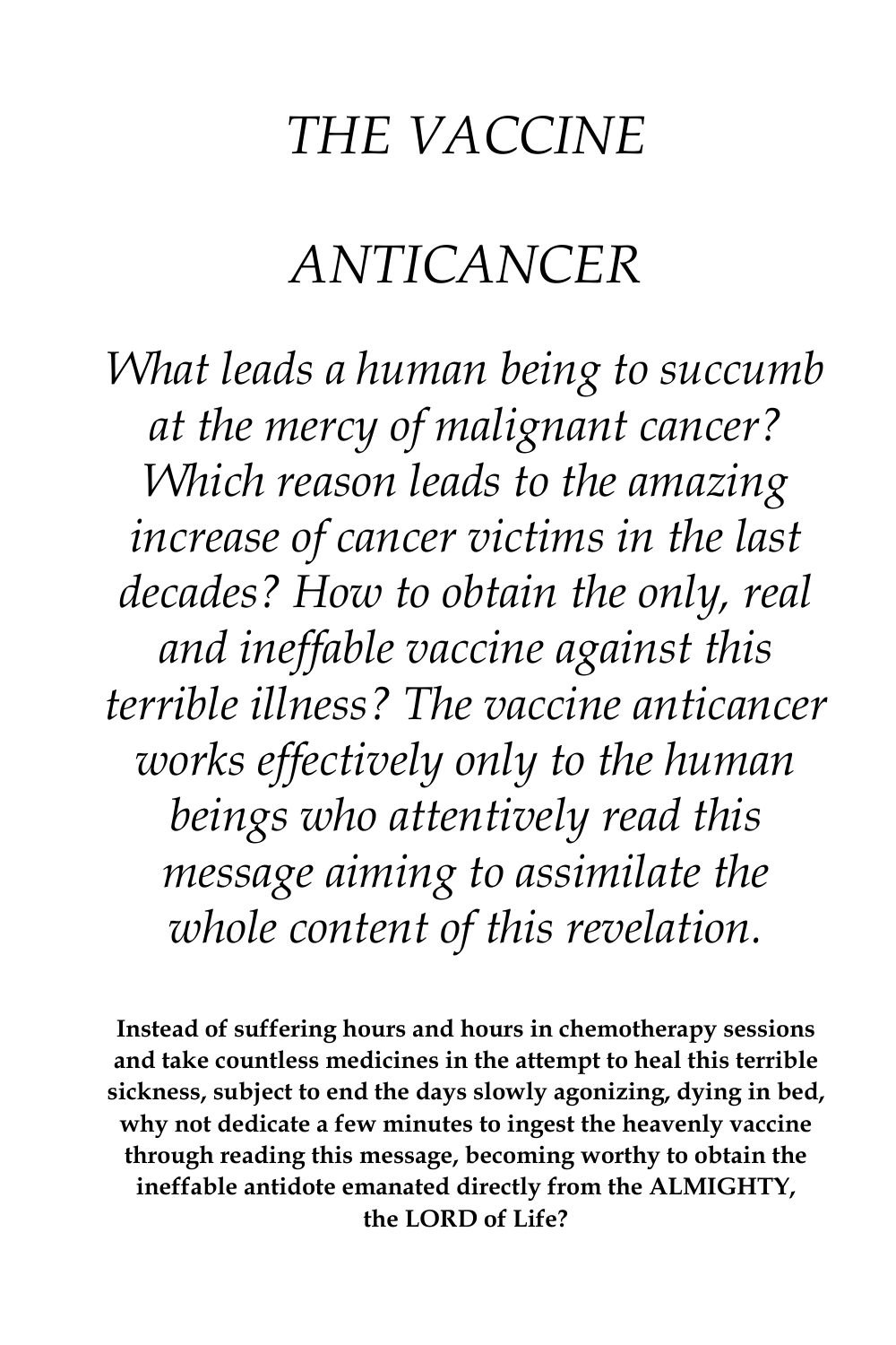# *THE VACCINE*

# *ANTICANCER*

*What leads a human being to succumb at the mercy of malignant cancer? Which reason leads to the amazing increase of cancer victims in the last decades? How to obtain the only, real and ineffable vaccine against this terrible illness? The vaccine anticancer works effectively only to the human beings who attentively read this message aiming to assimilate the whole content of this revelation.*

**Instead of suffering hours and hours in chemotherapy sessions and take countless medicines in the attempt to heal this terrible sickness, subject to end the days slowly agonizing, dying in bed, why not dedicate a few minutes to ingest the heavenly vaccine through reading this message, becoming worthy to obtain the ineffable antidote emanated directly from the ALMIGHTY, the LORD of Life?**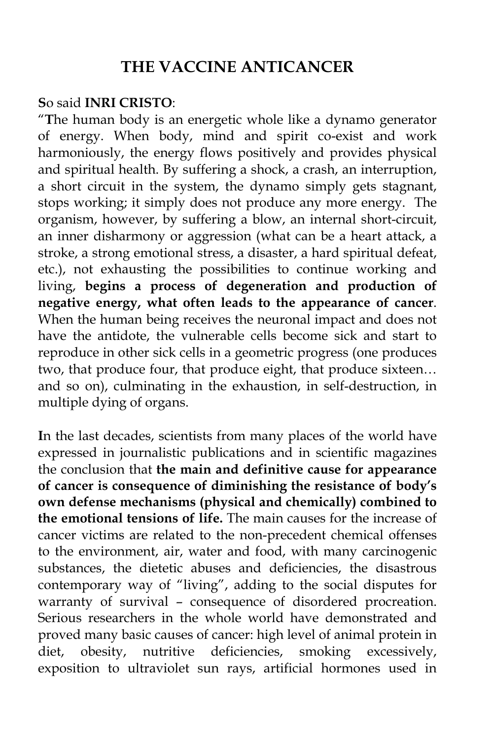# THE VACCINE ANTICANCER

**S**o said **INRI CRISTO**:

"**T**he human body is an energetic whole like a dynamo generator of energy. When body, mind and spirit co-exist and work harmoniously, the energy flows positively and provides physical and spiritual health. By suffering a shock, a crash, an interruption, a short circuit in the system, the dynamo simply gets stagnant, stops working; it simply does not produce any more energy. The organism, however, by suffering a blow, an internal short-circuit, an inner disharmony or aggression (what can be a heart attack, a stroke, a strong emotional stress, a disaster, a hard spiritual defeat, etc.), not exhausting the possibilities to continue working and living, **begins a process of degeneration and production of negative energy, what often leads to the appearance of cancer**. When the human being receives the neuronal impact and does not have the antidote, the vulnerable cells become sick and start to reproduce in other sick cells in a geometric progress (one produces two, that produce four, that produce eight, that produce sixteen… and so on), culminating in the exhaustion, in self-destruction, in multiple dying of organs.

**I**n the last decades, scientists from many places of the world have expressed in journalistic publications and in scientific magazines the conclusion that **the main and definitive cause for appearance of cancer is consequence of diminishing the resistance of body's own defense mechanisms (physical and chemically) combined to the emotional tensions of life.** The main causes for the increase of cancer victims are related to the non-precedent chemical offenses to the environment, air, water and food, with many carcinogenic substances, the dietetic abuses and deficiencies, the disastrous contemporary way of "living", adding to the social disputes for warranty of survival – consequence of disordered procreation. Serious researchers in the whole world have demonstrated and proved many basic causes of cancer: high level of animal protein in diet, obesity, nutritive deficiencies, smoking excessively, exposition to ultraviolet sun rays, artificial hormones used in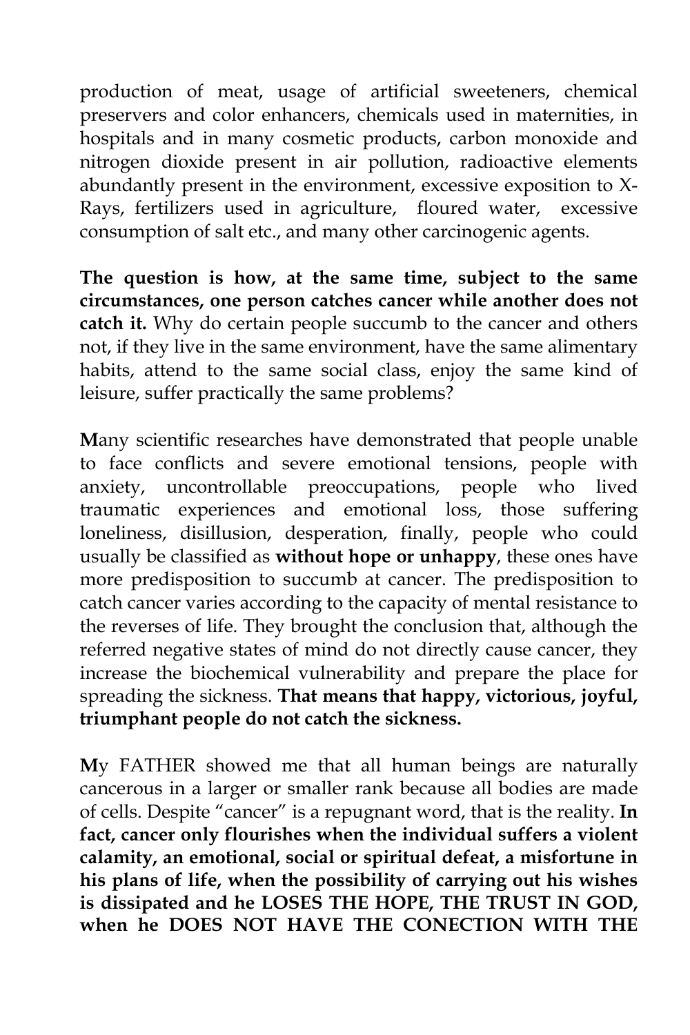production of meat, usage of artificial sweeteners, chemical preservers and color enhancers, chemicals used in maternities, in hospitals and in many cosmetic products, carbon monoxide and nitrogen dioxide present in air pollution, radioactive elements abundantly present in the environment, excessive exposition to X-Rays, fertilizers used in agriculture, floured water, excessive consumption of salt etc., and many other carcinogenic agents.

**The question is how, at the same time, subject to the same circumstances, one person catches cancer while another does not catch it.** Why do certain people succumb to the cancer and others not, if they live in the same environment, have the same alimentary habits, attend to the same social class, enjoy the same kind of leisure, suffer practically the same problems?

**M**any scientific researches have demonstrated that people unable to face conflicts and severe emotional tensions, people with anxiety, uncontrollable preoccupations, people who lived traumatic experiences and emotional loss, those suffering loneliness, disillusion, desperation, finally, people who could usually be classified as **without hope or unhappy**, these ones have more predisposition to succumb at cancer. The predisposition to catch cancer varies according to the capacity of mental resistance to the reverses of life. They brought the conclusion that, although the referred negative states of mind do not directly cause cancer, they increase the biochemical vulnerability and prepare the place for spreading the sickness. **That means that happy, victorious, joyful, triumphant people do not catch the sickness.**

**M**y FATHER showed me that all human beings are naturally cancerous in a larger or smaller rank because all bodies are made of cells. Despite "cancer" is a repugnant word, that is the reality. **In fact, cancer only flourishes when the individual suffers a violent calamity, an emotional, social or spiritual defeat, a misfortune in his plans of life, when the possibility of carrying out his wishes is dissipated and he LOSES THE HOPE, THE TRUST IN GOD, when he DOES NOT HAVE THE CONECTION WITH THE**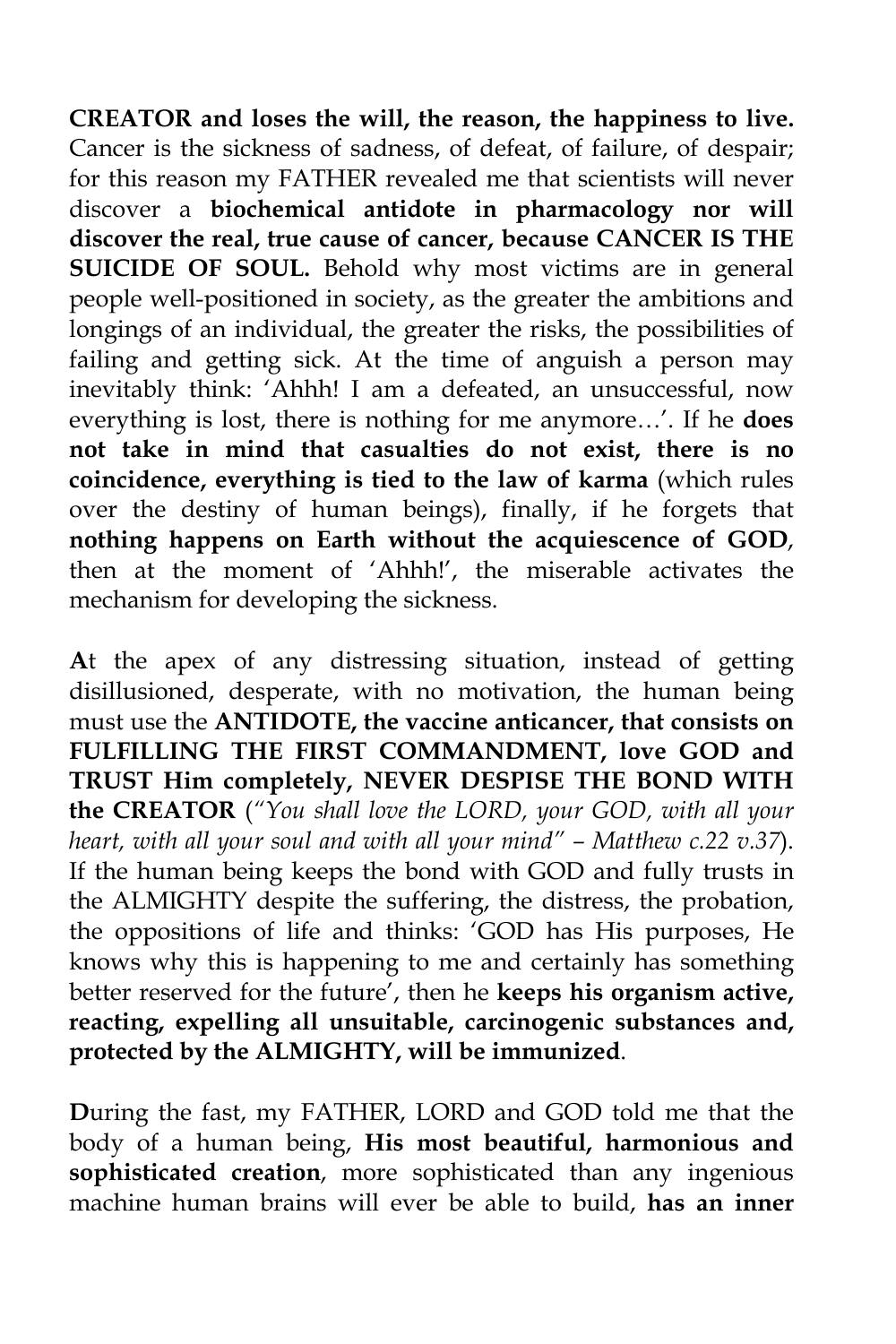**CREATOR and loses the will, the reason, the happiness to live.** Cancer is the sickness of sadness, of defeat, of failure, of despair; for this reason my FATHER revealed me that scientists will never discover a **biochemical antidote in pharmacology nor will discover the real, true cause of cancer, because CANCER IS THE SUICIDE OF SOUL.** Behold why most victims are in general people well-positioned in society, as the greater the ambitions and longings of an individual, the greater the risks, the possibilities of failing and getting sick. At the time of anguish a person may inevitably think: 'Ahhh! I am a defeated, an unsuccessful, now everything is lost, there is nothing for me anymore…'. If he **does not take in mind that casualties do not exist, there is no coincidence, everything is tied to the law of karma** (which rules over the destiny of human beings), finally, if he forgets that **nothing happens on Earth without the acquiescence of GOD**, then at the moment of 'Ahhh!', the miserable activates the mechanism for developing the sickness.

**A**t the apex of any distressing situation, instead of getting disillusioned, desperate, with no motivation, the human being must use the **ANTIDOTE, the vaccine anticancer, that consists on FULFILLING THE FIRST COMMANDMENT, love GOD and TRUST Him completely, NEVER DESPISE THE BOND WITH the CREATOR** (*"You shall love the LORD, your GOD, with all your heart, with all your soul and with all your mind" – Matthew c.22 v.37*). If the human being keeps the bond with GOD and fully trusts in the ALMIGHTY despite the suffering, the distress, the probation, the oppositions of life and thinks: 'GOD has His purposes, He knows why this is happening to me and certainly has something better reserved for the future', then he **keeps his organism active, reacting, expelling all unsuitable, carcinogenic substances and, protected by the ALMIGHTY, will be immunized**.

**D**uring the fast, my FATHER, LORD and GOD told me that the body of a human being, **His most beautiful, harmonious and sophisticated creation**, more sophisticated than any ingenious machine human brains will ever be able to build, **has an inner**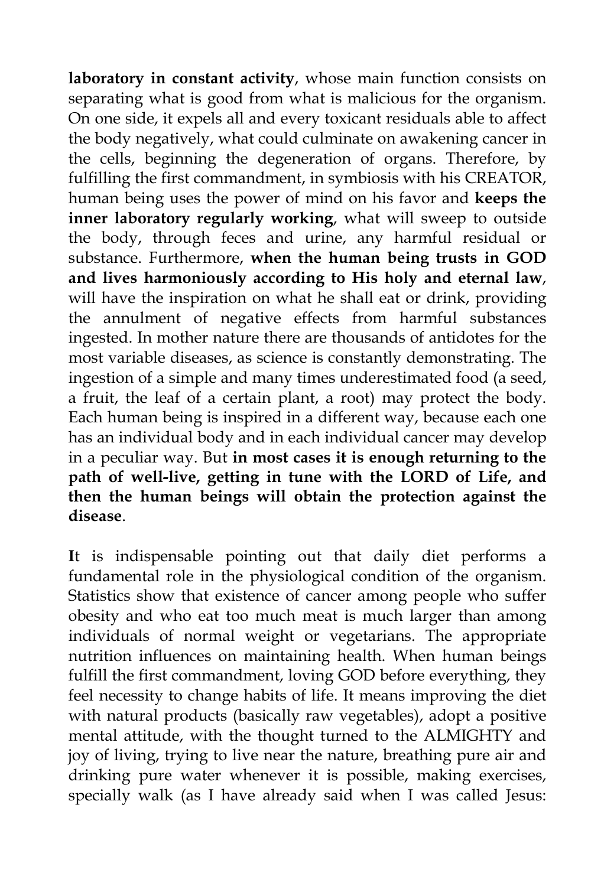**laboratory in constant activity**, whose main function consists on separating what is good from what is malicious for the organism. On one side, it expels all and every toxicant residuals able to affect the body negatively, what could culminate on awakening cancer in the cells, beginning the degeneration of organs. Therefore, by fulfilling the first commandment, in symbiosis with his CREATOR, human being uses the power of mind on his favor and **keeps the inner laboratory regularly working**, what will sweep to outside the body, through feces and urine, any harmful residual or substance. Furthermore, **when the human being trusts in GOD and lives harmoniously according to His holy and eternal law**, will have the inspiration on what he shall eat or drink, providing the annulment of negative effects from harmful substances ingested. In mother nature there are thousands of antidotes for the most variable diseases, as science is constantly demonstrating. The ingestion of a simple and many times underestimated food (a seed, a fruit, the leaf of a certain plant, a root) may protect the body. Each human being is inspired in a different way, because each one has an individual body and in each individual cancer may develop in a peculiar way. But **in most cases it is enough returning to the path of well-live, getting in tune with the LORD of Life, and then the human beings will obtain the protection against the disease**.

**I**t is indispensable pointing out that daily diet performs a fundamental role in the physiological condition of the organism. Statistics show that existence of cancer among people who suffer obesity and who eat too much meat is much larger than among individuals of normal weight or vegetarians. The appropriate nutrition influences on maintaining health. When human beings fulfill the first commandment, loving GOD before everything, they feel necessity to change habits of life. It means improving the diet with natural products (basically raw vegetables), adopt a positive mental attitude, with the thought turned to the ALMIGHTY and joy of living, trying to live near the nature, breathing pure air and drinking pure water whenever it is possible, making exercises, specially walk (as I have already said when I was called Jesus: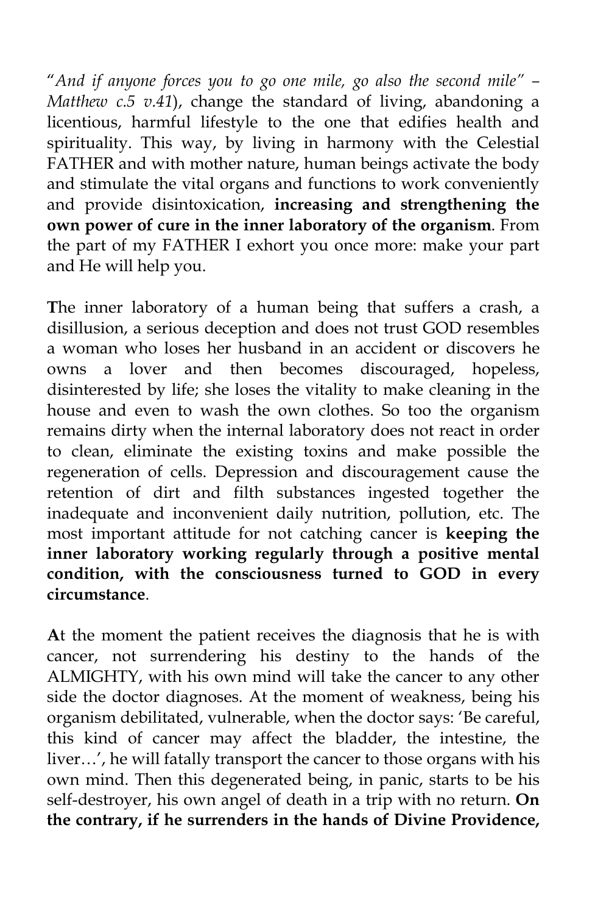"*And if anyone forces you to go one mile, go also the second mile" – Matthew c.5 v.41*), change the standard of living, abandoning a licentious, harmful lifestyle to the one that edifies health and spirituality. This way, by living in harmony with the Celestial FATHER and with mother nature, human beings activate the body and stimulate the vital organs and functions to work conveniently and provide disintoxication, **increasing and strengthening the own power of cure in the inner laboratory of the organism**. From the part of my FATHER I exhort you once more: make your part and He will help you.

**T**he inner laboratory of a human being that suffers a crash, a disillusion, a serious deception and does not trust GOD resembles a woman who loses her husband in an accident or discovers he owns a lover and then becomes discouraged, hopeless, disinterested by life; she loses the vitality to make cleaning in the house and even to wash the own clothes. So too the organism remains dirty when the internal laboratory does not react in order to clean, eliminate the existing toxins and make possible the regeneration of cells. Depression and discouragement cause the retention of dirt and filth substances ingested together the inadequate and inconvenient daily nutrition, pollution, etc. The most important attitude for not catching cancer is **keeping the inner laboratory working regularly through a positive mental condition, with the consciousness turned to GOD in every circumstance**.

**A**t the moment the patient receives the diagnosis that he is with cancer, not surrendering his destiny to the hands of the ALMIGHTY, with his own mind will take the cancer to any other side the doctor diagnoses. At the moment of weakness, being his organism debilitated, vulnerable, when the doctor says: 'Be careful, this kind of cancer may affect the bladder, the intestine, the liver…', he will fatally transport the cancer to those organs with his own mind. Then this degenerated being, in panic, starts to be his self-destroyer, his own angel of death in a trip with no return. **On the contrary, if he surrenders in the hands of Divine Providence,**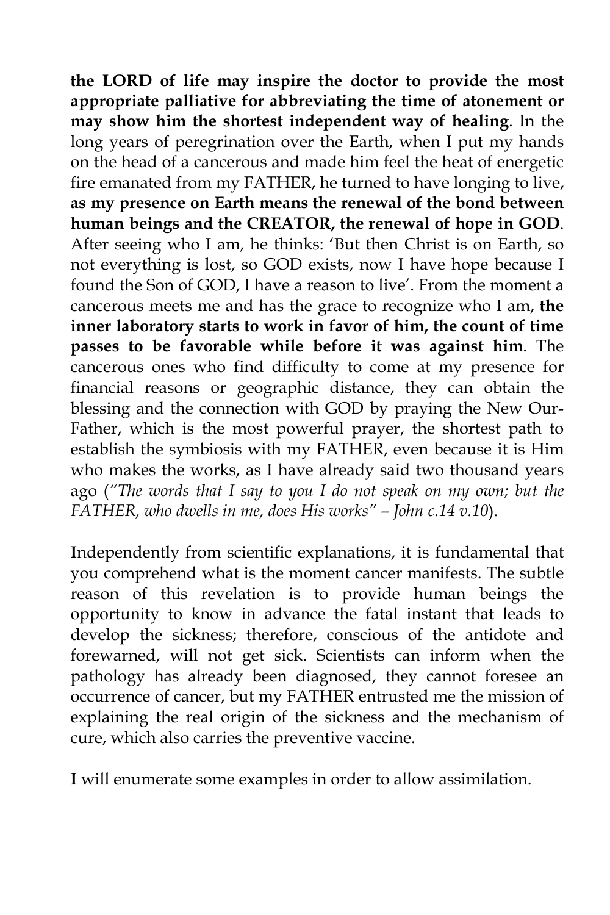**the LORD of life may inspire the doctor to provide the most appropriate palliative for abbreviating the time of atonement or may show him the shortest independent way of healing**. In the long years of peregrination over the Earth, when I put my hands on the head of a cancerous and made him feel the heat of energetic fire emanated from my FATHER, he turned to have longing to live, **as my presence on Earth means the renewal of the bond between human beings and the CREATOR, the renewal of hope in GOD**. After seeing who I am, he thinks: 'But then Christ is on Earth, so not everything is lost, so GOD exists, now I have hope because I found the Son of GOD, I have a reason to live'. From the moment a cancerous meets me and has the grace to recognize who I am, **the inner laboratory starts to work in favor of him, the count of time passes to be favorable while before it was against him**. The cancerous ones who find difficulty to come at my presence for financial reasons or geographic distance, they can obtain the blessing and the connection with GOD by praying the New Our-Father, which is the most powerful prayer, the shortest path to establish the symbiosis with my FATHER, even because it is Him who makes the works, as I have already said two thousand years ago (*"The words that I say to you I do not speak on my own; but the FATHER, who dwells in me, does His works" – John c.14 v.10*).

**I**ndependently from scientific explanations, it is fundamental that you comprehend what is the moment cancer manifests. The subtle reason of this revelation is to provide human beings the opportunity to know in advance the fatal instant that leads to develop the sickness; therefore, conscious of the antidote and forewarned, will not get sick. Scientists can inform when the pathology has already been diagnosed, they cannot foresee an occurrence of cancer, but my FATHER entrusted me the mission of explaining the real origin of the sickness and the mechanism of cure, which also carries the preventive vaccine.

**I** will enumerate some examples in order to allow assimilation.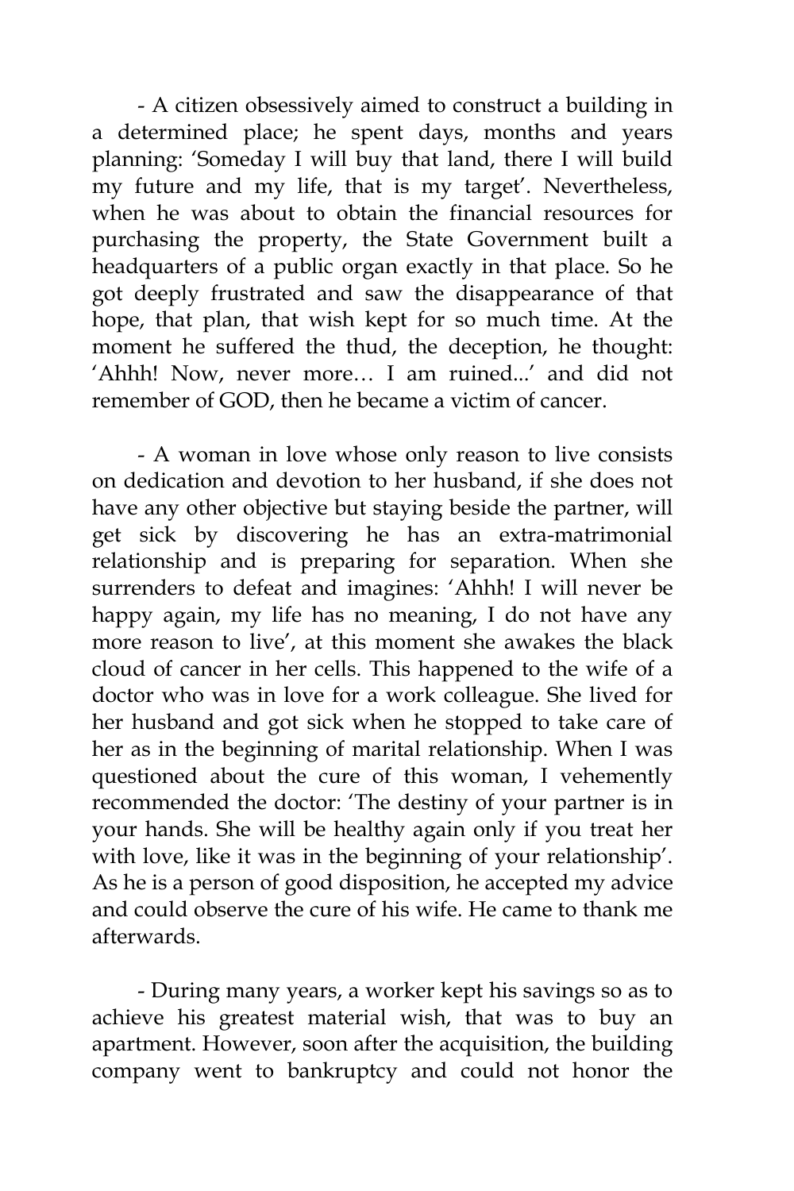- A citizen obsessively aimed to construct a building in a determined place; he spent days, months and years planning: 'Someday I will buy that land, there I will build my future and my life, that is my target'. Nevertheless, when he was about to obtain the financial resources for purchasing the property, the State Government built a headquarters of a public organ exactly in that place. So he got deeply frustrated and saw the disappearance of that hope, that plan, that wish kept for so much time. At the moment he suffered the thud, the deception, he thought: 'Ahhh! Now, never more… I am ruined...' and did not remember of GOD, then he became a victim of cancer.

- A woman in love whose only reason to live consists on dedication and devotion to her husband, if she does not have any other objective but staying beside the partner, will get sick by discovering he has an extra-matrimonial relationship and is preparing for separation. When she surrenders to defeat and imagines: 'Ahhh! I will never be happy again, my life has no meaning, I do not have any more reason to live', at this moment she awakes the black cloud of cancer in her cells. This happened to the wife of a doctor who was in love for a work colleague. She lived for her husband and got sick when he stopped to take care of her as in the beginning of marital relationship. When I was questioned about the cure of this woman, I vehemently recommended the doctor: 'The destiny of your partner is in your hands. She will be healthy again only if you treat her with love, like it was in the beginning of your relationship'. As he is a person of good disposition, he accepted my advice and could observe the cure of his wife. He came to thank me afterwards.

- During many years, a worker kept his savings so as to achieve his greatest material wish, that was to buy an apartment. However, soon after the acquisition, the building company went to bankruptcy and could not honor the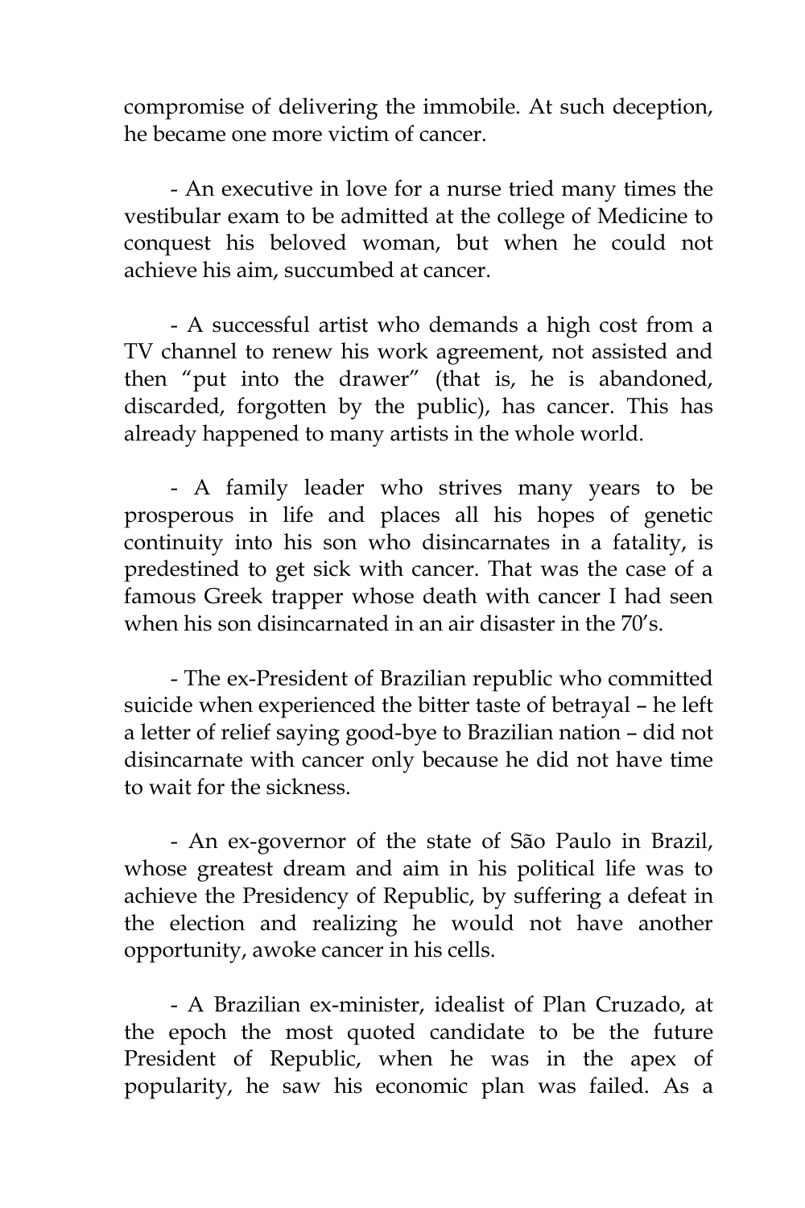compromise of delivering the immobile. At such deception, he became one more victim of cancer.

- An executive in love for a nurse tried many times the vestibular exam to be admitted at the college of Medicine to conquest his beloved woman, but when he could not achieve his aim, succumbed at cancer.

- A successful artist who demands a high cost from a TV channel to renew his work agreement, not assisted and then "put into the drawer" (that is, he is abandoned, discarded, forgotten by the public), has cancer. This has already happened to many artists in the whole world.

- A family leader who strives many years to be prosperous in life and places all his hopes of genetic continuity into his son who disincarnates in a fatality, is predestined to get sick with cancer. That was the case of a famous Greek trapper whose death with cancer I had seen when his son disincarnated in an air disaster in the 70's.

- The ex-President of Brazilian republic who committed suicide when experienced the bitter taste of betrayal – he left a letter of relief saying good-bye to Brazilian nation – did not disincarnate with cancer only because he did not have time to wait for the sickness.

- An ex-governor of the state of São Paulo in Brazil, whose greatest dream and aim in his political life was to achieve the Presidency of Republic, by suffering a defeat in the election and realizing he would not have another opportunity, awoke cancer in his cells.

- A Brazilian ex-minister, idealist of Plan Cruzado, at the epoch the most quoted candidate to be the future President of Republic, when he was in the apex of popularity, he saw his economic plan was failed. As a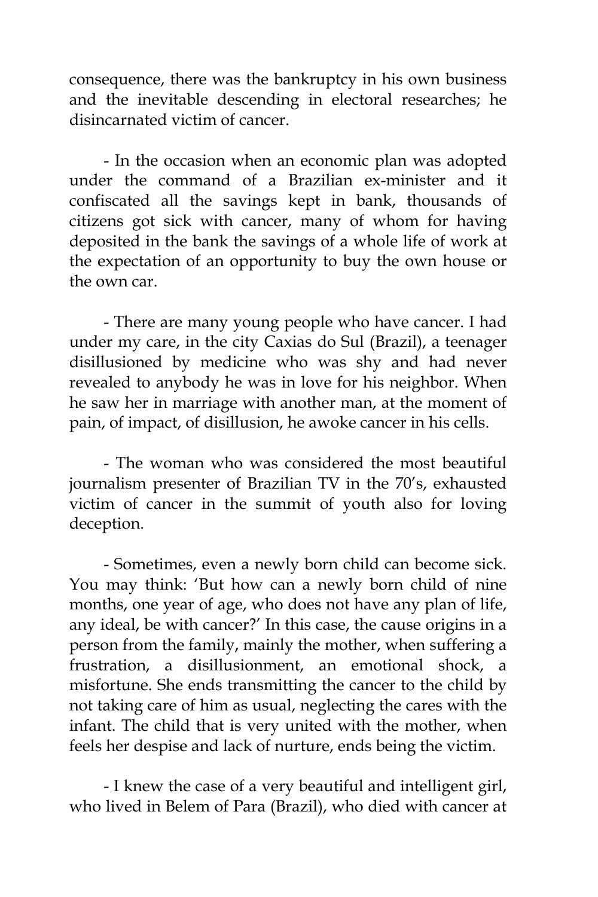consequence, there was the bankruptcy in his own business and the inevitable descending in electoral researches; he disincarnated victim of cancer.

- In the occasion when an economic plan was adopted under the command of a Brazilian ex-minister and it confiscated all the savings kept in bank, thousands of citizens got sick with cancer, many of whom for having deposited in the bank the savings of a whole life of work at the expectation of an opportunity to buy the own house or the own car.

- There are many young people who have cancer. I had under my care, in the city Caxias do Sul (Brazil), a teenager disillusioned by medicine who was shy and had never revealed to anybody he was in love for his neighbor. When he saw her in marriage with another man, at the moment of pain, of impact, of disillusion, he awoke cancer in his cells.

- The woman who was considered the most beautiful journalism presenter of Brazilian TV in the 70's, exhausted victim of cancer in the summit of youth also for loving deception.

- Sometimes, even a newly born child can become sick. You may think: 'But how can a newly born child of nine months, one year of age, who does not have any plan of life, any ideal, be with cancer?' In this case, the cause origins in a person from the family, mainly the mother, when suffering a frustration, a disillusionment, an emotional shock, a misfortune. She ends transmitting the cancer to the child by not taking care of him as usual, neglecting the cares with the infant. The child that is very united with the mother, when feels her despise and lack of nurture, ends being the victim.

- I knew the case of a very beautiful and intelligent girl, who lived in Belem of Para (Brazil), who died with cancer at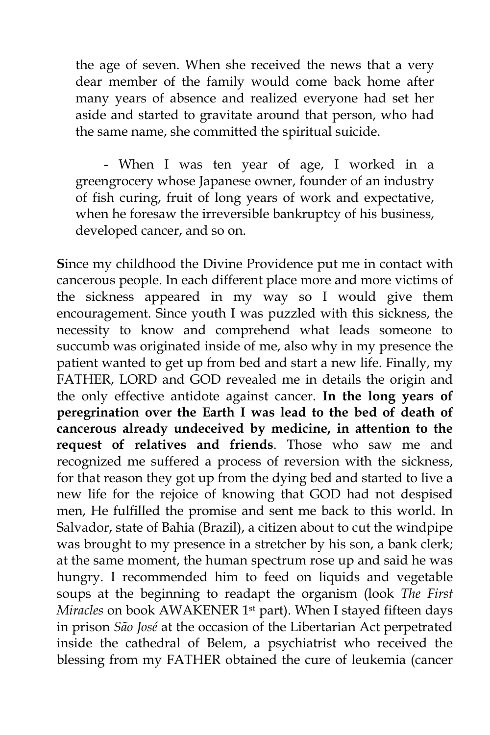the age of seven. When she received the news that a very dear member of the family would come back home after many years of absence and realized everyone had set her aside and started to gravitate around that person, who had the same name, she committed the spiritual suicide.

- When I was ten year of age, I worked in a greengrocery whose Japanese owner, founder of an industry of fish curing, fruit of long years of work and expectative, when he foresaw the irreversible bankruptcy of his business, developed cancer, and so on.

**S**ince my childhood the Divine Providence put me in contact with cancerous people. In each different place more and more victims of the sickness appeared in my way so I would give them encouragement. Since youth I was puzzled with this sickness, the necessity to know and comprehend what leads someone to succumb was originated inside of me, also why in my presence the patient wanted to get up from bed and start a new life. Finally, my FATHER, LORD and GOD revealed me in details the origin and the only effective antidote against cancer. **In the long years of peregrination over the Earth I was lead to the bed of death of cancerous already undeceived by medicine, in attention to the request of relatives and friends**. Those who saw me and recognized me suffered a process of reversion with the sickness, for that reason they got up from the dying bed and started to live a new life for the rejoice of knowing that GOD had not despised men, He fulfilled the promise and sent me back to this world. In Salvador, state of Bahia (Brazil), a citizen about to cut the windpipe was brought to my presence in a stretcher by his son, a bank clerk; at the same moment, the human spectrum rose up and said he was hungry. I recommended him to feed on liquids and vegetable soups at the beginning to readapt the organism (look *The First Miracles* on book AWAKENER 1st part). When I stayed fifteen days in prison *São José* at the occasion of the Libertarian Act perpetrated inside the cathedral of Belem, a psychiatrist who received the blessing from my FATHER obtained the cure of leukemia (cancer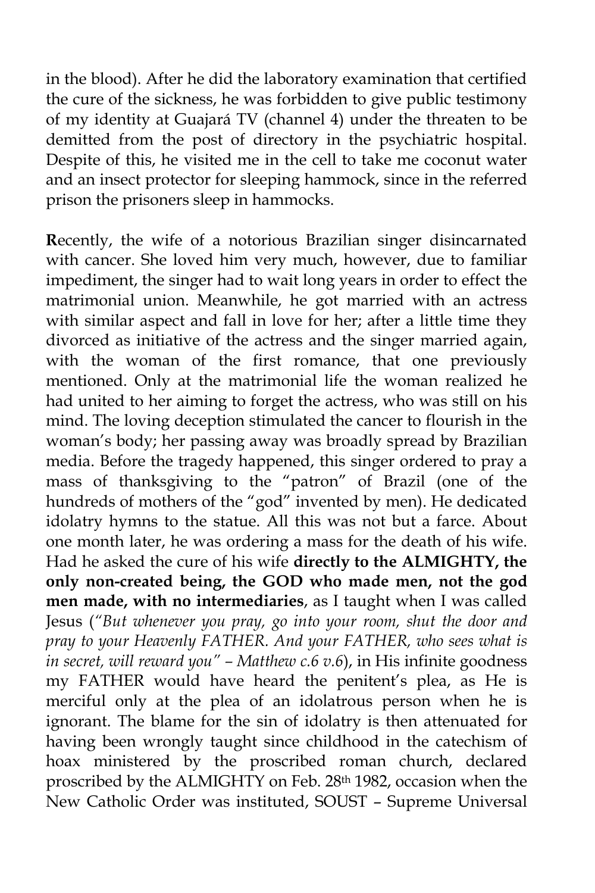in the blood). After he did the laboratory examination that certified the cure of the sickness, he was forbidden to give public testimony of my identity at Guajará TV (channel 4) under the threaten to be demitted from the post of directory in the psychiatric hospital. Despite of this, he visited me in the cell to take me coconut water and an insect protector for sleeping hammock, since in the referred prison the prisoners sleep in hammocks.

**R**ecently, the wife of a notorious Brazilian singer disincarnated with cancer. She loved him very much, however, due to familiar impediment, the singer had to wait long years in order to effect the matrimonial union. Meanwhile, he got married with an actress with similar aspect and fall in love for her; after a little time they divorced as initiative of the actress and the singer married again, with the woman of the first romance, that one previously mentioned. Only at the matrimonial life the woman realized he had united to her aiming to forget the actress, who was still on his mind. The loving deception stimulated the cancer to flourish in the woman's body; her passing away was broadly spread by Brazilian media. Before the tragedy happened, this singer ordered to pray a mass of thanksgiving to the "patron" of Brazil (one of the hundreds of mothers of the "god" invented by men). He dedicated idolatry hymns to the statue. All this was not but a farce. About one month later, he was ordering a mass for the death of his wife. Had he asked the cure of his wife **directly to the ALMIGHTY, the only non-created being, the GOD who made men, not the god men made, with no intermediaries**, as I taught when I was called Jesus (*"But whenever you pray, go into your room, shut the door and pray to your Heavenly FATHER. And your FATHER, who sees what is in secret, will reward you" – Matthew c.6 v.6*), in His infinite goodness my FATHER would have heard the penitent's plea, as He is merciful only at the plea of an idolatrous person when he is ignorant. The blame for the sin of idolatry is then attenuated for having been wrongly taught since childhood in the catechism of hoax ministered by the proscribed roman church, declared proscribed by the ALMIGHTY on Feb. 28th 1982, occasion when the New Catholic Order was instituted, SOUST – Supreme Universal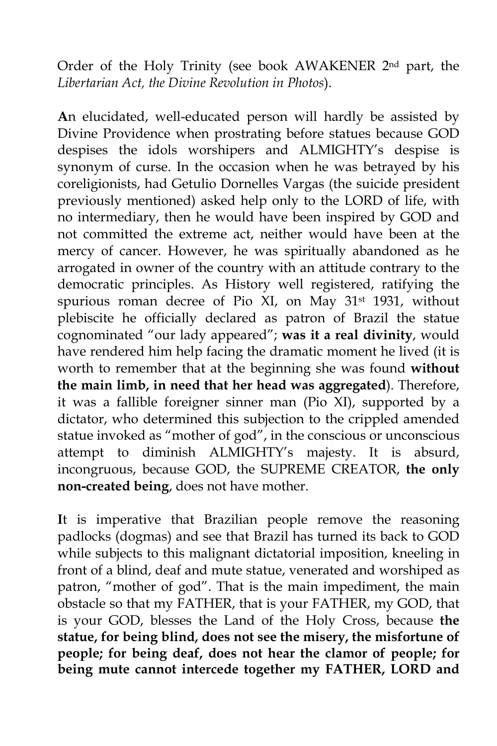Order of the Holy Trinity (see book AWAKENER 2nd part, the *Libertarian Act, the Divine Revolution in Photos*).

**A**n elucidated, well-educated person will hardly be assisted by Divine Providence when prostrating before statues because GOD despises the idols worshipers and ALMIGHTY's despise is synonym of curse. In the occasion when he was betrayed by his coreligionists, had Getulio Dornelles Vargas (the suicide president previously mentioned) asked help only to the LORD of life, with no intermediary, then he would have been inspired by GOD and not committed the extreme act, neither would have been at the mercy of cancer. However, he was spiritually abandoned as he arrogated in owner of the country with an attitude contrary to the democratic principles. As History well registered, ratifying the spurious roman decree of Pio XI, on May 31st 1931, without plebiscite he officially declared as patron of Brazil the statue cognominated "our lady appeared"; **was it a real divinity**, would have rendered him help facing the dramatic moment he lived (it is worth to remember that at the beginning she was found **without the main limb, in need that her head was aggregated**). Therefore, it was a fallible foreigner sinner man (Pio XI), supported by a dictator, who determined this subjection to the crippled amended statue invoked as "mother of god", in the conscious or unconscious attempt to diminish ALMIGHTY's majesty. It is absurd, incongruous, because GOD, the SUPREME CREATOR, **the only non-created being**, does not have mother.

**I**t is imperative that Brazilian people remove the reasoning padlocks (dogmas) and see that Brazil has turned its back to GOD while subjects to this malignant dictatorial imposition, kneeling in front of a blind, deaf and mute statue, venerated and worshiped as patron, "mother of god". That is the main impediment, the main obstacle so that my FATHER, that is your FATHER, my GOD, that is your GOD, blesses the Land of the Holy Cross, because **the statue, for being blind, does not see the misery, the misfortune of people; for being deaf, does not hear the clamor of people; for being mute cannot intercede together my FATHER, LORD and**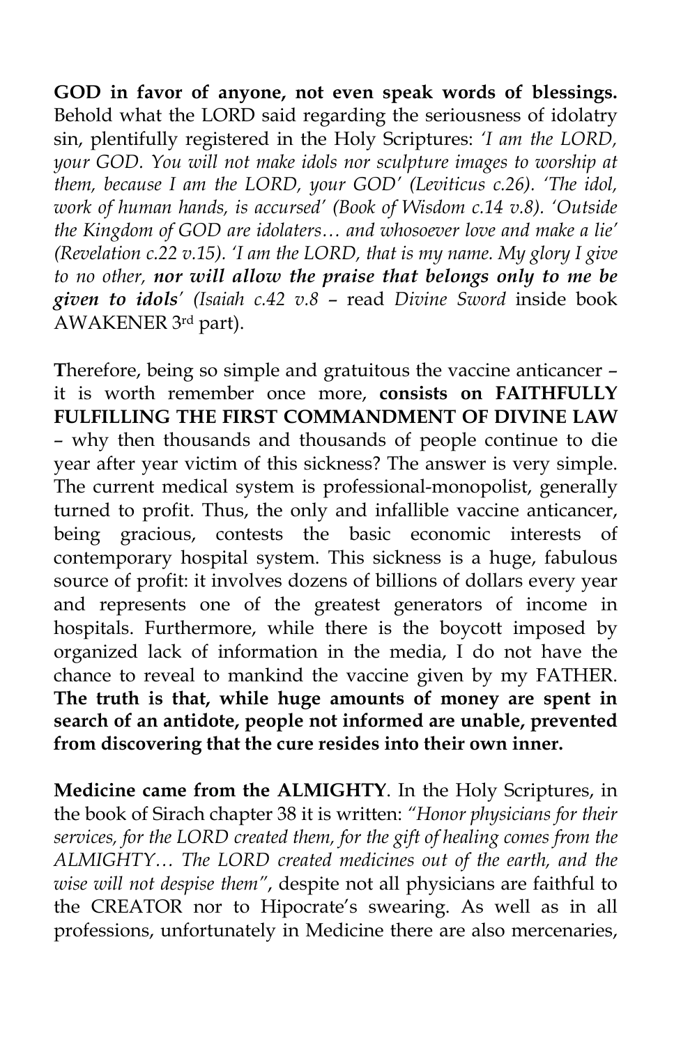**GOD in favor of anyone, not even speak words of blessings.** Behold what the LORD said regarding the seriousness of idolatry sin, plentifully registered in the Holy Scriptures: *'I am the LORD, your GOD. You will not make idols nor sculpture images to worship at them, because I am the LORD, your GOD' (Leviticus c.26). 'The idol, work of human hands, is accursed' (Book of Wisdom c.14 v.8). 'Outside the Kingdom of GOD are idolaters… and whosoever love and make a lie' (Revelation c.22 v.15). 'I am the LORD, that is my name. My glory I give to no other,* ***nor will allow the praise that belongs only to me be given to idols****' (Isaiah c.42 v.8* – read *Divine Sword* inside book AWAKENER 3rd part).

**T**herefore, being so simple and gratuitous the vaccine anticancer – it is worth remember once more, **consists on FAITHFULLY FULFILLING THE FIRST COMMANDMENT OF DIVINE LAW** – why then thousands and thousands of people continue to die year after year victim of this sickness? The answer is very simple. The current medical system is professional-monopolist, generally turned to profit. Thus, the only and infallible vaccine anticancer, being gracious, contests the basic economic interests of contemporary hospital system. This sickness is a huge, fabulous source of profit: it involves dozens of billions of dollars every year and represents one of the greatest generators of income in hospitals. Furthermore, while there is the boycott imposed by organized lack of information in the media, I do not have the chance to reveal to mankind the vaccine given by my FATHER. **The truth is that, while huge amounts of money are spent in search of an antidote, people not informed are unable, prevented from discovering that the cure resides into their own inner.**

**Medicine came from the ALMIGHTY**. In the Holy Scriptures, in the book of Sirach chapter 38 it is written: *"Honor physicians for their services, for the LORD created them, for the gift of healing comes from the ALMIGHTY… The LORD created medicines out of the earth, and the wise will not despise them"*, despite not all physicians are faithful to the CREATOR nor to Hipocrate's swearing. As well as in all professions, unfortunately in Medicine there are also mercenaries,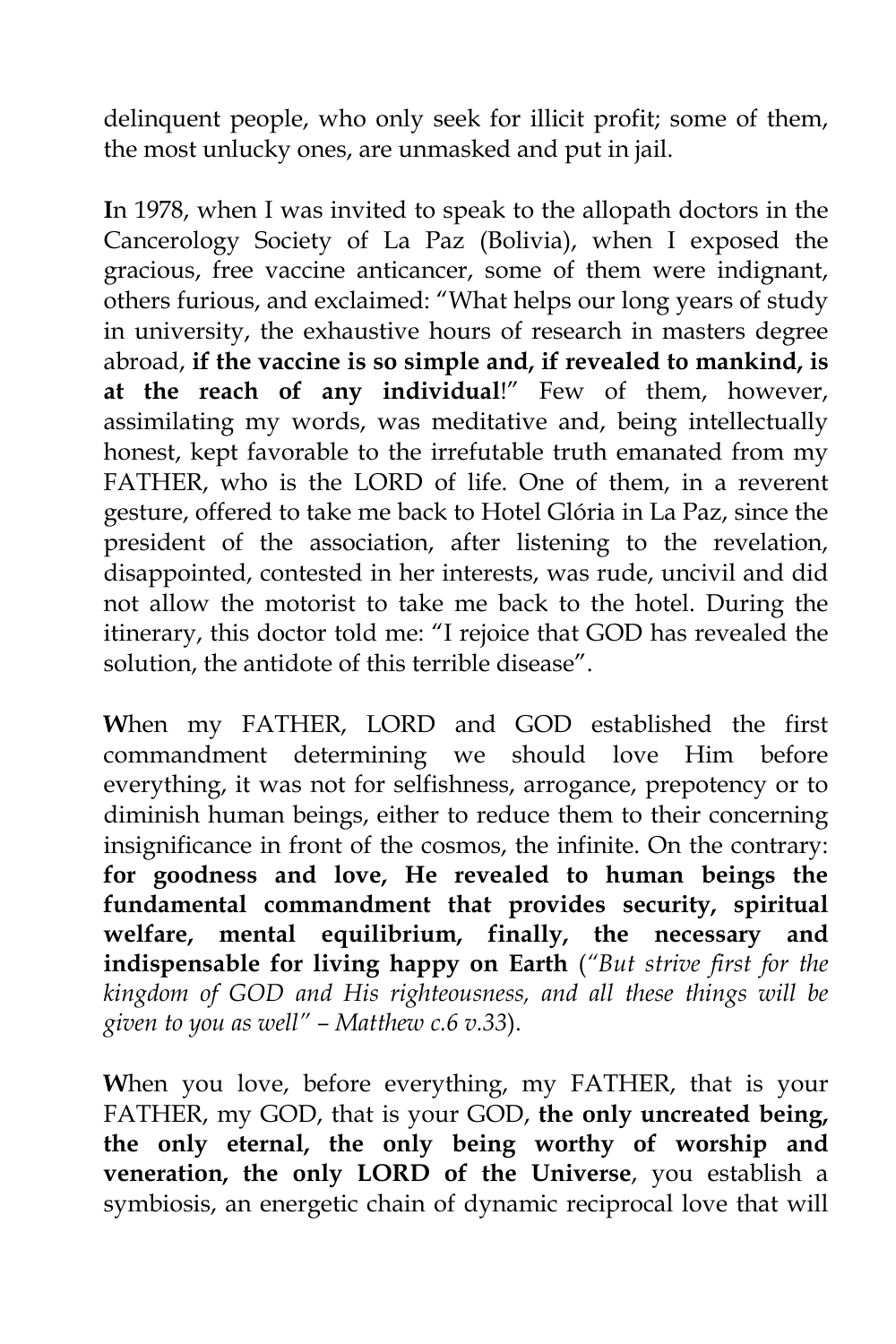delinquent people, who only seek for illicit profit; some of them, the most unlucky ones, are unmasked and put in jail.

**I**n 1978, when I was invited to speak to the allopath doctors in the Cancerology Society of La Paz (Bolivia), when I exposed the gracious, free vaccine anticancer, some of them were indignant, others furious, and exclaimed: "What helps our long years of study in university, the exhaustive hours of research in masters degree abroad, **if the vaccine is so simple and, if revealed to mankind, is at the reach of any individual**!" Few of them, however, assimilating my words, was meditative and, being intellectually honest, kept favorable to the irrefutable truth emanated from my FATHER, who is the LORD of life. One of them, in a reverent gesture, offered to take me back to Hotel Glória in La Paz, since the president of the association, after listening to the revelation, disappointed, contested in her interests, was rude, uncivil and did not allow the motorist to take me back to the hotel. During the itinerary, this doctor told me: "I rejoice that GOD has revealed the solution, the antidote of this terrible disease".

**W**hen my FATHER, LORD and GOD established the first commandment determining we should love Him before everything, it was not for selfishness, arrogance, prepotency or to diminish human beings, either to reduce them to their concerning insignificance in front of the cosmos, the infinite. On the contrary: **for goodness and love, He revealed to human beings the fundamental commandment that provides security, spiritual welfare, mental equilibrium, finally, the necessary and indispensable for living happy on Earth** (*"But strive first for the kingdom of GOD and His righteousness, and all these things will be given to you as well" – Matthew c.6 v.33*).

**W**hen you love, before everything, my FATHER, that is your FATHER, my GOD, that is your GOD, **the only uncreated being, the only eternal, the only being worthy of worship and veneration, the only LORD of the Universe**, you establish a symbiosis, an energetic chain of dynamic reciprocal love that will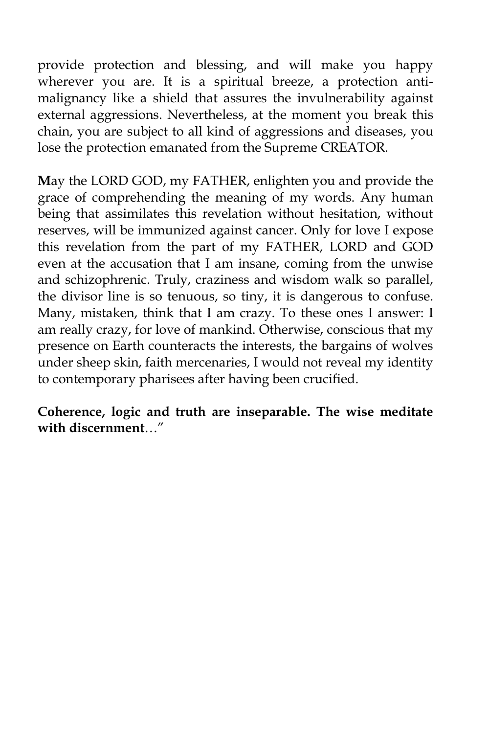provide protection and blessing, and will make you happy wherever you are. It is a spiritual breeze, a protection anti-malignancy like a shield that assures the invulnerability against external aggressions. Nevertheless, at the moment you break this chain, you are subject to all kind of aggressions and diseases, you lose the protection emanated from the Supreme CREATOR.

**M**ay the LORD GOD, my FATHER, enlighten you and provide the grace of comprehending the meaning of my words. Any human being that assimilates this revelation without hesitation, without reserves, will be immunized against cancer. Only for love I expose this revelation from the part of my FATHER, LORD and GOD even at the accusation that I am insane, coming from the unwise and schizophrenic. Truly, craziness and wisdom walk so parallel, the divisor line is so tenuous, so tiny, it is dangerous to confuse. Many, mistaken, think that I am crazy. To these ones I answer: I am really crazy, for love of mankind. Otherwise, conscious that my presence on Earth counteracts the interests, the bargains of wolves under sheep skin, faith mercenaries, I would not reveal my identity to contemporary pharisees after having been crucified.

**Coherence, logic and truth are inseparable. The wise meditate with discernment**…"